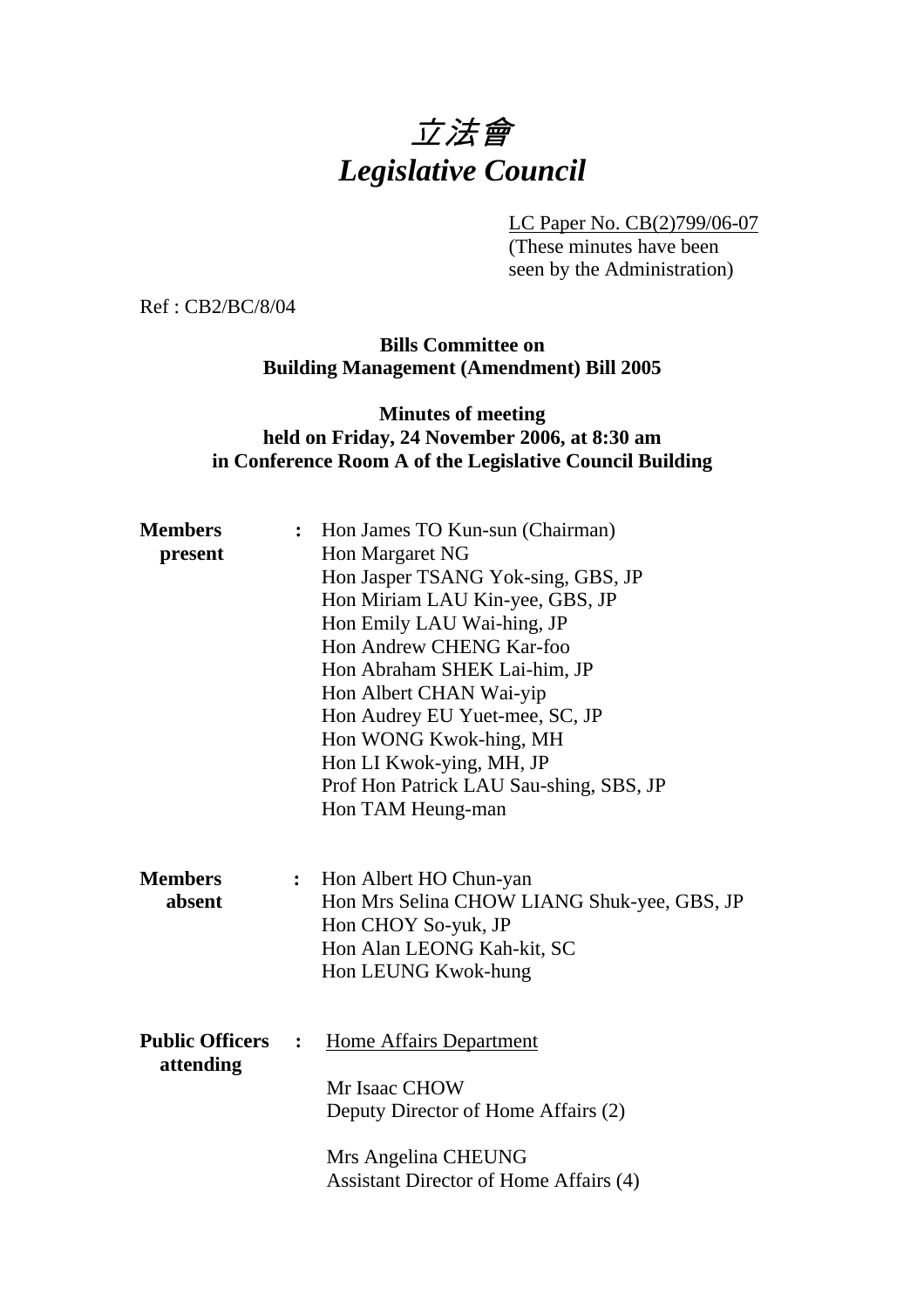# *立法會*
# *Legislative Council*

LC Paper No. CB(2)799/06-07
(These minutes have been seen by the Administration)

Ref : CB2/BC/8/04

**Bills Committee on**
**Building Management (Amendment) Bill 2005**

**Minutes of meeting**
**held on Friday, 24 November 2006, at 8:30 am**
**in Conference Room A of the Legislative Council Building**

**Members present** : Hon James TO Kun-sun (Chairman)
Hon Margaret NG
Hon Jasper TSANG Yok-sing, GBS, JP
Hon Miriam LAU Kin-yee, GBS, JP
Hon Emily LAU Wai-hing, JP
Hon Andrew CHENG Kar-foo
Hon Abraham SHEK Lai-him, JP
Hon Albert CHAN Wai-yip
Hon Audrey EU Yuet-mee, SC, JP
Hon WONG Kwok-hing, MH
Hon LI Kwok-ying, MH, JP
Prof Hon Patrick LAU Sau-shing, SBS, JP
Hon TAM Heung-man

**Members absent** : Hon Albert HO Chun-yan
Hon Mrs Selina CHOW LIANG Shuk-yee, GBS, JP
Hon CHOY So-yuk, JP
Hon Alan LEONG Kah-kit, SC
Hon LEUNG Kwok-hung

**Public Officers attending** : Home Affairs Department

Mr Isaac CHOW
Deputy Director of Home Affairs (2)

Mrs Angelina CHEUNG
Assistant Director of Home Affairs (4)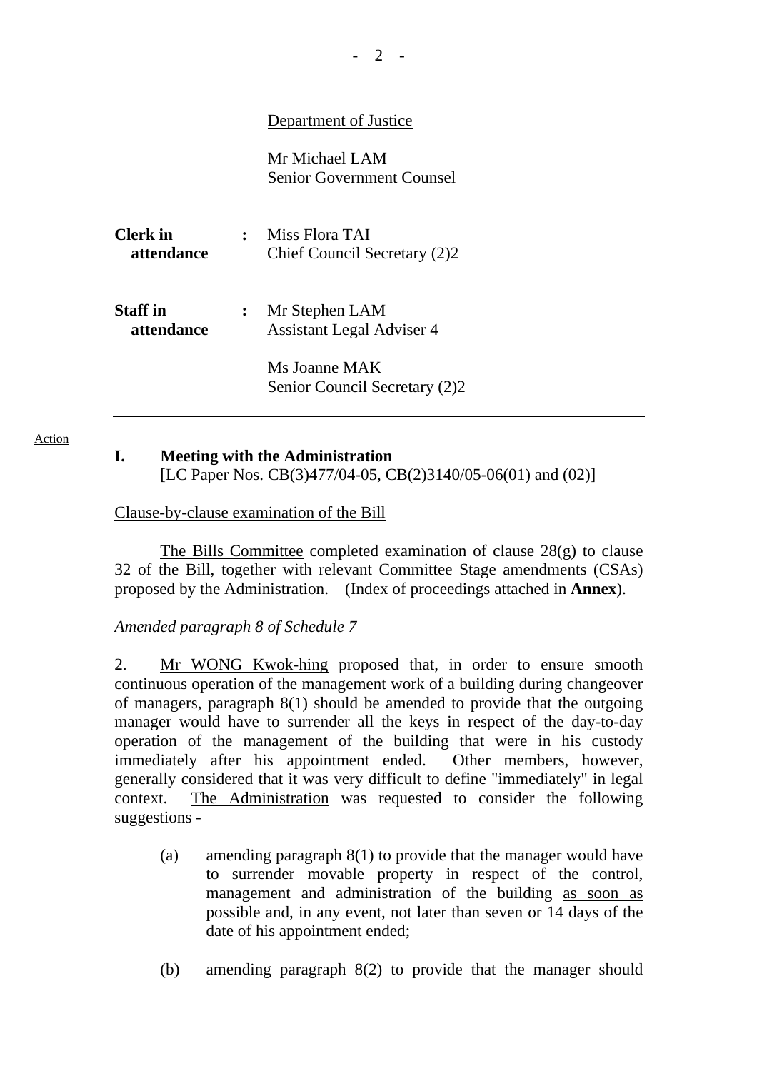Department of Justice

Mr Michael LAM
Senior Government Counsel

| | | |
|---|---|---|
| **Clerk in attendance** | : | Miss Flora TAI<br>Chief Council Secretary (2)2 |
| **Staff in attendance** | : | Mr Stephen LAM<br>Assistant Legal Adviser 4<br><br>Ms Joanne MAK<br>Senior Council Secretary (2)2 |

---

Action

## I. Meeting with the Administration

[LC Paper Nos. CB(3)477/04-05, CB(2)3140/05-06(01) and (02)]

Clause-by-clause examination of the Bill

The Bills Committee completed examination of clause 28(g) to clause 32 of the Bill, together with relevant Committee Stage amendments (CSAs) proposed by the Administration. (Index of proceedings attached in **Annex**).

*Amended paragraph 8 of Schedule 7*

2. Mr WONG Kwok-hing proposed that, in order to ensure smooth continuous operation of the management work of a building during changeover of managers, paragraph 8(1) should be amended to provide that the outgoing manager would have to surrender all the keys in respect of the day-to-day operation of the management of the building that were in his custody immediately after his appointment ended. Other members, however, generally considered that it was very difficult to define "immediately" in legal context. The Administration was requested to consider the following suggestions -

(a) amending paragraph 8(1) to provide that the manager would have to surrender movable property in respect of the control, management and administration of the building as soon as possible and, in any event, not later than seven or 14 days of the date of his appointment ended;

(b) amending paragraph 8(2) to provide that the manager should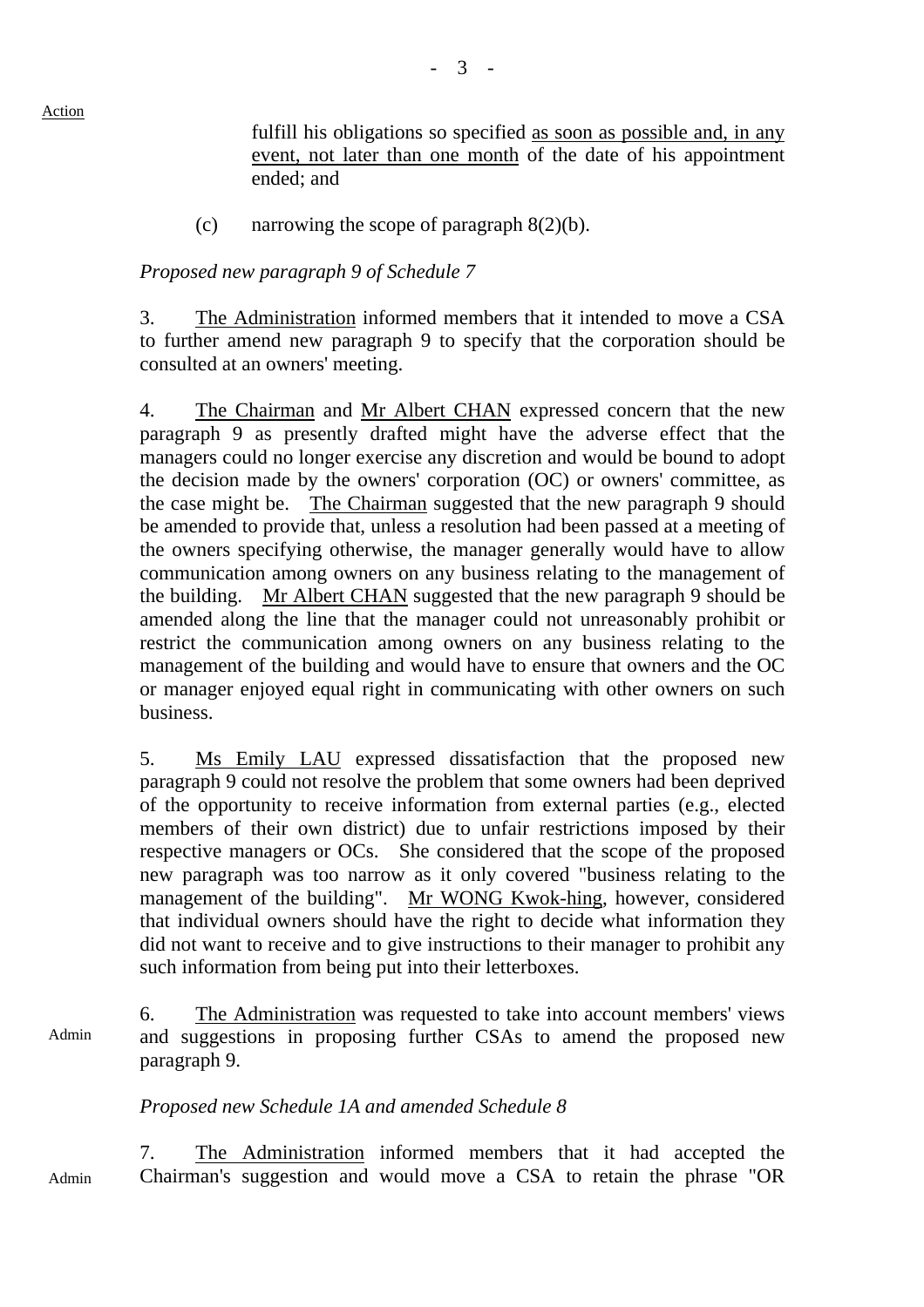Action

fulfill his obligations so specified <u>as soon as possible and, in any event, not later than one month</u> of the date of his appointment ended; and

(c) narrowing the scope of paragraph 8(2)(b).

*Proposed new paragraph 9 of Schedule 7*

3. <u>The Administration</u> informed members that it intended to move a CSA to further amend new paragraph 9 to specify that the corporation should be consulted at an owners' meeting.

4. <u>The Chairman</u> and <u>Mr Albert CHAN</u> expressed concern that the new paragraph 9 as presently drafted might have the adverse effect that the managers could no longer exercise any discretion and would be bound to adopt the decision made by the owners' corporation (OC) or owners' committee, as the case might be. <u>The Chairman</u> suggested that the new paragraph 9 should be amended to provide that, unless a resolution had been passed at a meeting of the owners specifying otherwise, the manager generally would have to allow communication among owners on any business relating to the management of the building. <u>Mr Albert CHAN</u> suggested that the new paragraph 9 should be amended along the line that the manager could not unreasonably prohibit or restrict the communication among owners on any business relating to the management of the building and would have to ensure that owners and the OC or manager enjoyed equal right in communicating with other owners on such business.

5. <u>Ms Emily LAU</u> expressed dissatisfaction that the proposed new paragraph 9 could not resolve the problem that some owners had been deprived of the opportunity to receive information from external parties (e.g., elected members of their own district) due to unfair restrictions imposed by their respective managers or OCs. She considered that the scope of the proposed new paragraph was too narrow as it only covered "business relating to the management of the building". <u>Mr WONG Kwok-hing</u>, however, considered that individual owners should have the right to decide what information they did not want to receive and to give instructions to their manager to prohibit any such information from being put into their letterboxes.

Admin

6. <u>The Administration</u> was requested to take into account members' views and suggestions in proposing further CSAs to amend the proposed new paragraph 9.

*Proposed new Schedule 1A and amended Schedule 8*

Admin

7. <u>The Administration</u> informed members that it had accepted the Chairman's suggestion and would move a CSA to retain the phrase "OR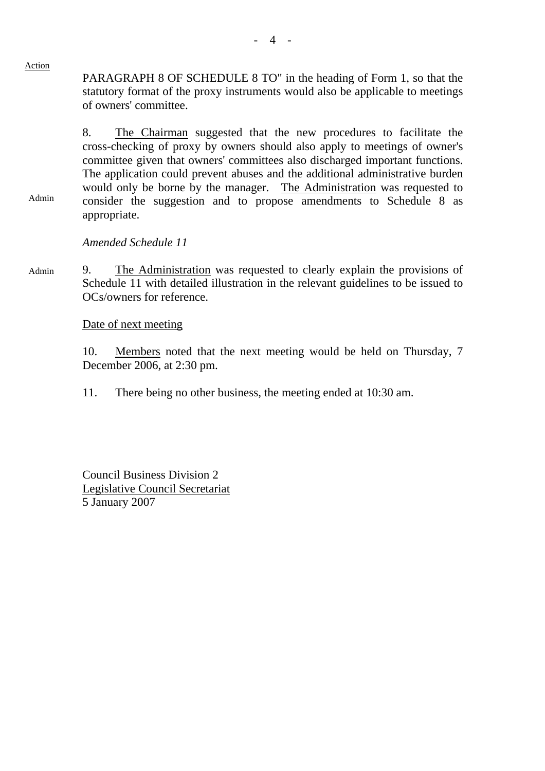Action

PARAGRAPH 8 OF SCHEDULE 8 TO" in the heading of Form 1, so that the statutory format of the proxy instruments would also be applicable to meetings of owners' committee.

8. The Chairman suggested that the new procedures to facilitate the cross-checking of proxy by owners should also apply to meetings of owner's committee given that owners' committees also discharged important functions. The application could prevent abuses and the additional administrative burden would only be borne by the manager. The Administration was requested to consider the suggestion and to propose amendments to Schedule 8 as appropriate. — Admin

*Amended Schedule 11*

9. The Administration was requested to clearly explain the provisions of Schedule 11 with detailed illustration in the relevant guidelines to be issued to OCs/owners for reference. — Admin

Date of next meeting

10. Members noted that the next meeting would be held on Thursday, 7 December 2006, at 2:30 pm.

11. There being no other business, the meeting ended at 10:30 am.

Council Business Division 2
Legislative Council Secretariat
5 January 2007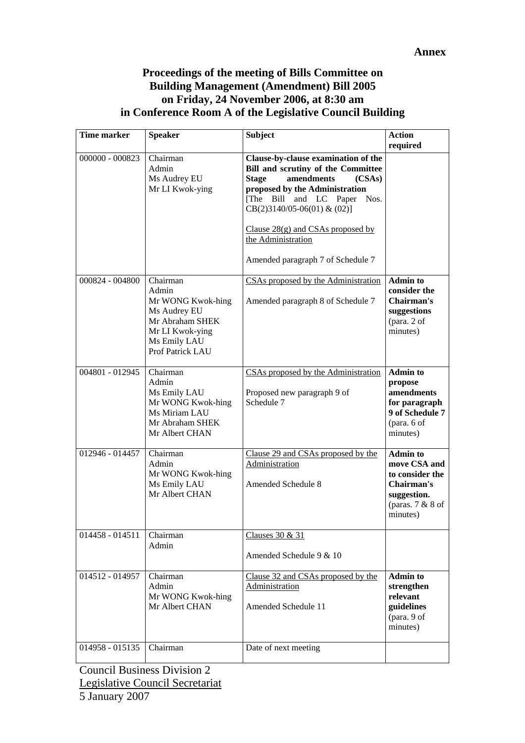**Annex**

# Proceedings of the meeting of Bills Committee on Building Management (Amendment) Bill 2005 on Friday, 24 November 2006, at 8:30 am in Conference Room A of the Legislative Council Building

| Time marker | Speaker | Subject | Action required |
|---|---|---|---|
| 000000 - 000823 | Chairman<br>Admin<br>Ms Audrey EU<br>Mr LI Kwok-ying | **Clause-by-clause examination of the Bill and scrutiny of the Committee Stage amendments (CSAs) proposed by the Administration**<br>[The Bill and LC Paper Nos. CB(2)3140/05-06(01) & (02)]<br><br>Clause 28(g) and CSAs proposed by the Administration<br><br>Amended paragraph 7 of Schedule 7 | |
| 000824 - 004800 | Chairman<br>Admin<br>Mr WONG Kwok-hing<br>Ms Audrey EU<br>Mr Abraham SHEK<br>Mr LI Kwok-ying<br>Ms Emily LAU<br>Prof Patrick LAU | CSAs proposed by the Administration<br><br>Amended paragraph 8 of Schedule 7 | **Admin to consider the Chairman's suggestions** (para. 2 of minutes) |
| 004801 - 012945 | Chairman<br>Admin<br>Ms Emily LAU<br>Mr WONG Kwok-hing<br>Ms Miriam LAU<br>Mr Abraham SHEK<br>Mr Albert CHAN | CSAs proposed by the Administration<br><br>Proposed new paragraph 9 of Schedule 7 | **Admin to propose amendments for paragraph 9 of Schedule 7** (para. 6 of minutes) |
| 012946 - 014457 | Chairman<br>Admin<br>Mr WONG Kwok-hing<br>Ms Emily LAU<br>Mr Albert CHAN | Clause 29 and CSAs proposed by the Administration<br><br>Amended Schedule 8 | **Admin to move CSA and to consider the Chairman's suggestion.** (paras. 7 & 8 of minutes) |
| 014458 - 014511 | Chairman<br>Admin | Clauses 30 & 31<br><br>Amended Schedule 9 & 10 | |
| 014512 - 014957 | Chairman<br>Admin<br>Mr WONG Kwok-hing<br>Mr Albert CHAN | Clause 32 and CSAs proposed by the Administration<br><br>Amended Schedule 11 | **Admin to strengthen relevant guidelines** (para. 9 of minutes) |
| 014958 - 015135 | Chairman | Date of next meeting | |

Council Business Division 2
Legislative Council Secretariat
5 January 2007